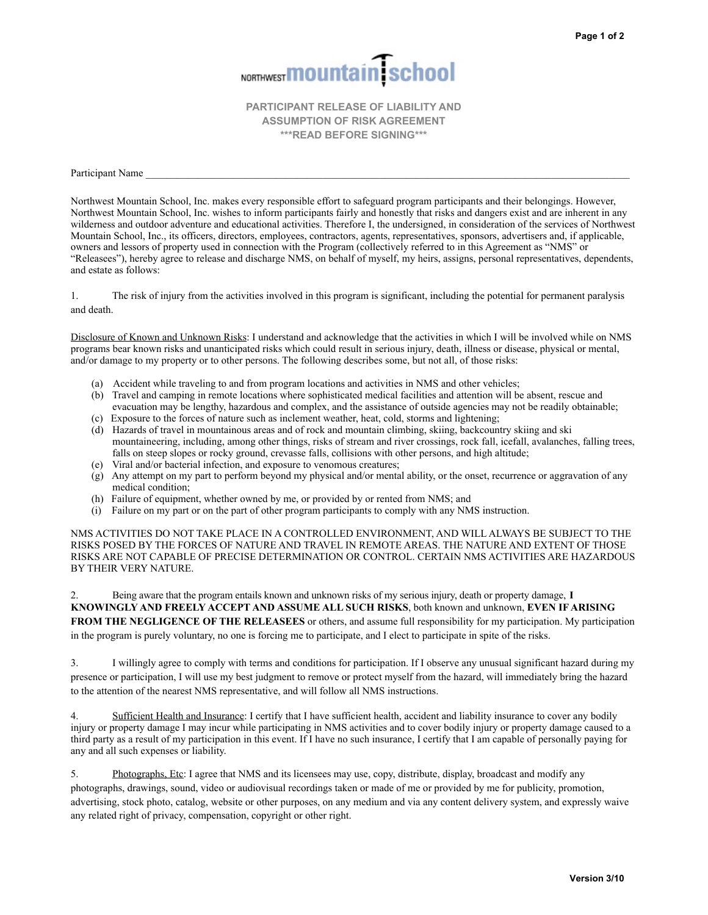NORTHWEST mountain school

## PARTICIPANT RELEASE OF LIABILITY AND ASSUMPTION OF RISK AGREEMENT

### ***READ BEFORE SIGNING***

Participant Name ___________________________________________________________________________

Northwest Mountain School, Inc. makes every responsible effort to safeguard program participants and their belongings. However, Northwest Mountain School, Inc. wishes to inform participants fairly and honestly that risks and dangers exist and are inherent in any wilderness and outdoor adventure and educational activities. Therefore I, the undersigned, in consideration of the services of Northwest Mountain School, Inc., its officers, directors, employees, contractors, agents, representatives, sponsors, advertisers and, if applicable, owners and lessors of property used in connection with the Program (collectively referred to in this Agreement as "NMS" or "Releasees"), hereby agree to release and discharge NMS, on behalf of myself, my heirs, assigns, personal representatives, dependents, and estate as follows:

1. The risk of injury from the activities involved in this program is significant, including the potential for permanent paralysis and death.

Disclosure of Known and Unknown Risks: I understand and acknowledge that the activities in which I will be involved while on NMS programs bear known risks and unanticipated risks which could result in serious injury, death, illness or disease, physical or mental, and/or damage to my property or to other persons. The following describes some, but not all, of those risks:

(a) Accident while traveling to and from program locations and activities in NMS and other vehicles;
(b) Travel and camping in remote locations where sophisticated medical facilities and attention will be absent, rescue and evacuation may be lengthy, hazardous and complex, and the assistance of outside agencies may not be readily obtainable;
(c) Exposure to the forces of nature such as inclement weather, heat, cold, storms and lightening;
(d) Hazards of travel in mountainous areas and of rock and mountain climbing, skiing, backcountry skiing and ski mountaineering, including, among other things, risks of stream and river crossings, rock fall, icefall, avalanches, falling trees, falls on steep slopes or rocky ground, crevasse falls, collisions with other persons, and high altitude;
(e) Viral and/or bacterial infection, and exposure to venomous creatures;
(g) Any attempt on my part to perform beyond my physical and/or mental ability, or the onset, recurrence or aggravation of any medical condition;
(h) Failure of equipment, whether owned by me, or provided by or rented from NMS; and
(i) Failure on my part or on the part of other program participants to comply with any NMS instruction.

NMS ACTIVITIES DO NOT TAKE PLACE IN A CONTROLLED ENVIRONMENT, AND WILL ALWAYS BE SUBJECT TO THE RISKS POSED BY THE FORCES OF NATURE AND TRAVEL IN REMOTE AREAS. THE NATURE AND EXTENT OF THOSE RISKS ARE NOT CAPABLE OF PRECISE DETERMINATION OR CONTROL. CERTAIN NMS ACTIVITIES ARE HAZARDOUS BY THEIR VERY NATURE.

2. Being aware that the program entails known and unknown risks of my serious injury, death or property damage, **I KNOWINGLY AND FREELY ACCEPT AND ASSUME ALL SUCH RISKS**, both known and unknown, **EVEN IF ARISING FROM THE NEGLIGENCE OF THE RELEASEES** or others, and assume full responsibility for my participation. My participation in the program is purely voluntary, no one is forcing me to participate, and I elect to participate in spite of the risks.

3. I willingly agree to comply with terms and conditions for participation. If I observe any unusual significant hazard during my presence or participation, I will use my best judgment to remove or protect myself from the hazard, will immediately bring the hazard to the attention of the nearest NMS representative, and will follow all NMS instructions.

4. Sufficient Health and Insurance: I certify that I have sufficient health, accident and liability insurance to cover any bodily injury or property damage I may incur while participating in NMS activities and to cover bodily injury or property damage caused to a third party as a result of my participation in this event. If I have no such insurance, I certify that I am capable of personally paying for any and all such expenses or liability.

5. Photographs, Etc: I agree that NMS and its licensees may use, copy, distribute, display, broadcast and modify any photographs, drawings, sound, video or audiovisual recordings taken or made of me or provided by me for publicity, promotion, advertising, stock photo, catalog, website or other purposes, on any medium and via any content delivery system, and expressly waive any related right of privacy, compensation, copyright or other right.

Version 3/10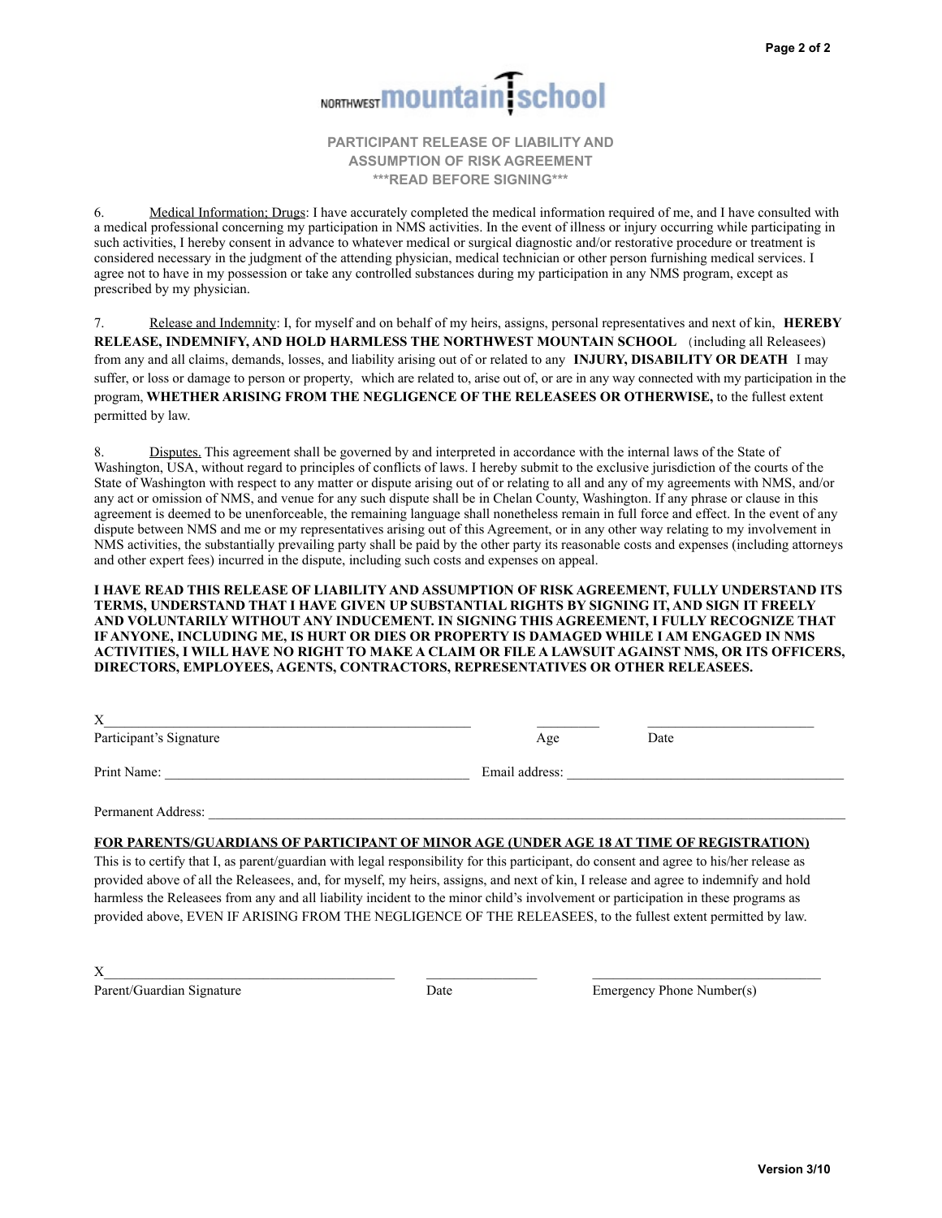NORTHWEST mountain school

## PARTICIPANT RELEASE OF LIABILITY AND ASSUMPTION OF RISK AGREEMENT

***READ BEFORE SIGNING***

6. Medical Information; Drugs: I have accurately completed the medical information required of me, and I have consulted with a medical professional concerning my participation in NMS activities. In the event of illness or injury occurring while participating in such activities, I hereby consent in advance to whatever medical or surgical diagnostic and/or restorative procedure or treatment is considered necessary in the judgment of the attending physician, medical technician or other person furnishing medical services. I agree not to have in my possession or take any controlled substances during my participation in any NMS program, except as prescribed by my physician.

7. Release and Indemnity: I, for myself and on behalf of my heirs, assigns, personal representatives and next of kin, **HEREBY RELEASE, INDEMNIFY, AND HOLD HARMLESS THE NORTHWEST MOUNTAIN SCHOOL** (including all Releasees) from any and all claims, demands, losses, and liability arising out of or related to any **INJURY, DISABILITY OR DEATH** I may suffer, or loss or damage to person or property, which are related to, arise out of, or are in any way connected with my participation in the program, **WHETHER ARISING FROM THE NEGLIGENCE OF THE RELEASEES OR OTHERWISE,** to the fullest extent permitted by law.

8. Disputes. This agreement shall be governed by and interpreted in accordance with the internal laws of the State of Washington, USA, without regard to principles of conflicts of laws. I hereby submit to the exclusive jurisdiction of the courts of the State of Washington with respect to any matter or dispute arising out of or relating to all and any of my agreements with NMS, and/or any act or omission of NMS, and venue for any such dispute shall be in Chelan County, Washington. If any phrase or clause in this agreement is deemed to be unenforceable, the remaining language shall nonetheless remain in full force and effect. In the event of any dispute between NMS and me or my representatives arising out of this Agreement, or in any other way relating to my involvement in NMS activities, the substantially prevailing party shall be paid by the other party its reasonable costs and expenses (including attorneys and other expert fees) incurred in the dispute, including such costs and expenses on appeal.

**I HAVE READ THIS RELEASE OF LIABILITY AND ASSUMPTION OF RISK AGREEMENT, FULLY UNDERSTAND ITS TERMS, UNDERSTAND THAT I HAVE GIVEN UP SUBSTANTIAL RIGHTS BY SIGNING IT, AND SIGN IT FREELY AND VOLUNTARILY WITHOUT ANY INDUCEMENT. IN SIGNING THIS AGREEMENT, I FULLY RECOGNIZE THAT IF ANYONE, INCLUDING ME, IS HURT OR DIES OR PROPERTY IS DAMAGED WHILE I AM ENGAGED IN NMS ACTIVITIES, I WILL HAVE NO RIGHT TO MAKE A CLAIM OR FILE A LAWSUIT AGAINST NMS, OR ITS OFFICERS, DIRECTORS, EMPLOYEES, AGENTS, CONTRACTORS, REPRESENTATIVES OR OTHER RELEASEES.**

X______________________________________ ________ ____________________

Participant's Signature Age Date

Print Name: ______________________________ Email address: ______________________________

Permanent Address: ____________________________________________________________

**FOR PARENTS/GUARDIANS OF PARTICIPANT OF MINOR AGE (UNDER AGE 18 AT TIME OF REGISTRATION)**

This is to certify that I, as parent/guardian with legal responsibility for this participant, do consent and agree to his/her release as provided above of all the Releasees, and, for myself, my heirs, assigns, and next of kin, I release and agree to indemnify and hold harmless the Releasees from any and all liability incident to the minor child's involvement or participation in these programs as provided above, EVEN IF ARISING FROM THE NEGLIGENCE OF THE RELEASEES, to the fullest extent permitted by law.

X______________________________ ______________ ________________________

Parent/Guardian Signature Date Emergency Phone Number(s)

Version 3/10